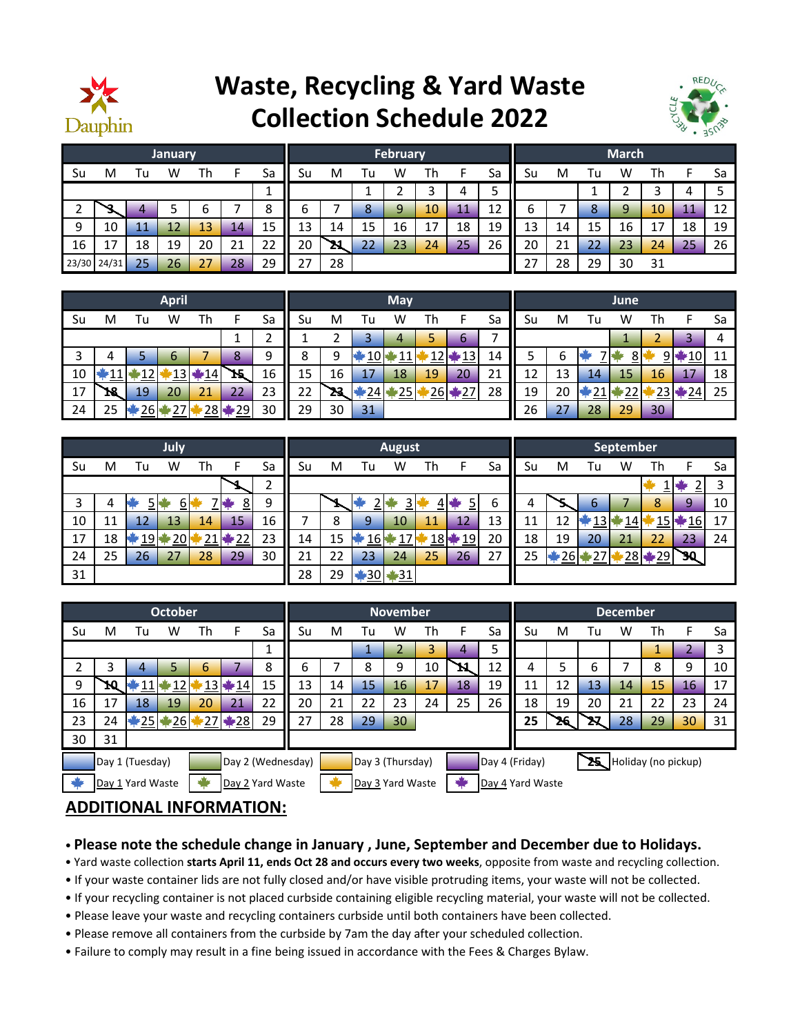# Waste, Recycling & Yard Waste Collection Schedule 2022

Dauphin

REDUCE • REUSE • RECYCLE

### January

| Su | M | Tu | W | Th | F | Sa |
|---|---|---|---|---|---|---|
| | | | | | | 1 |
| 2 | 3 | 4 | 5 | 6 | 7 | 8 |
| 9 | 10 | 11 | 12 | 13 | 14 | 15 |
| 16 | 17 | 18 | 19 | 20 | 21 | 22 |
| 23/30 | 24/31 | 25 | 26 | 27 | 28 | 29 |

### February

| Su | M | Tu | W | Th | F | Sa |
|---|---|---|---|---|---|---|
| | | 1 | 2 | 3 | 4 | 5 |
| 6 | 7 | 8 | 9 | 10 | 11 | 12 |
| 13 | 14 | 15 | 16 | 17 | 18 | 19 |
| 20 | 21 | 22 | 23 | 24 | 25 | 26 |
| 27 | 28 | | | | | |

### March

| Su | M | Tu | W | Th | F | Sa |
|---|---|---|---|---|---|---|
| | | 1 | 2 | 3 | 4 | 5 |
| 6 | 7 | 8 | 9 | 10 | 11 | 12 |
| 13 | 14 | 15 | 16 | 17 | 18 | 19 |
| 20 | 21 | 22 | 23 | 24 | 25 | 26 |
| 27 | 28 | 29 | 30 | 31 | | |

### April

| Su | M | Tu | W | Th | F | Sa |
|---|---|---|---|---|---|---|
| | | | | | 1 | 2 |
| 3 | 4 | 5 | 6 | 7 | 8 | 9 |
| 10 | 11 | 12 | 13 | 14 | 15 | 16 |
| 17 | 18 | 19 | 20 | 21 | 22 | 23 |
| 24 | 25 | 26 | 27 | 28 | 29 | 30 |

### May

| Su | M | Tu | W | Th | F | Sa |
|---|---|---|---|---|---|---|
| 1 | 2 | 3 | 4 | 5 | 6 | 7 |
| 8 | 9 | 10 | 11 | 12 | 13 | 14 |
| 15 | 16 | 17 | 18 | 19 | 20 | 21 |
| 22 | 23 | 24 | 25 | 26 | 27 | 28 |
| 29 | 30 | 31 | | | | |

### June

| Su | M | Tu | W | Th | F | Sa |
|---|---|---|---|---|---|---|
| | | | 1 | 2 | 3 | 4 |
| 5 | 6 | 7 | 8 | 9 | 10 | 11 |
| 12 | 13 | 14 | 15 | 16 | 17 | 18 |
| 19 | 20 | 21 | 22 | 23 | 24 | 25 |
| 26 | 27 | 28 | 29 | 30 | | |

### July

| Su | M | Tu | W | Th | F | Sa |
|---|---|---|---|---|---|---|
| | | | | | 1 | 2 |
| 3 | 4 | 5 | 6 | 7 | 8 | 9 |
| 10 | 11 | 12 | 13 | 14 | 15 | 16 |
| 17 | 18 | 19 | 20 | 21 | 22 | 23 |
| 24 | 25 | 26 | 27 | 28 | 29 | 30 |
| 31 | | | | | | |

### August

| Su | M | Tu | W | Th | F | Sa |
|---|---|---|---|---|---|---|
| | 1 | 2 | 3 | 4 | 5 | 6 |
| 7 | 8 | 9 | 10 | 11 | 12 | 13 |
| 14 | 15 | 16 | 17 | 18 | 19 | 20 |
| 21 | 22 | 23 | 24 | 25 | 26 | 27 |
| 28 | 29 | 30 | 31 | | | |

### September

| Su | M | Tu | W | Th | F | Sa |
|---|---|---|---|---|---|---|
| | | | | 1 | 2 | 3 |
| 4 | 5 | 6 | 7 | 8 | 9 | 10 |
| 11 | 12 | 13 | 14 | 15 | 16 | 17 |
| 18 | 19 | 20 | 21 | 22 | 23 | 24 |
| 25 | 26 | 27 | 28 | 29 | 30 | |

### October

| Su | M | Tu | W | Th | F | Sa |
|---|---|---|---|---|---|---|
| | | | | | | 1 |
| 2 | 3 | 4 | 5 | 6 | 7 | 8 |
| 9 | 10 | 11 | 12 | 13 | 14 | 15 |
| 16 | 17 | 18 | 19 | 20 | 21 | 22 |
| 23 | 24 | 25 | 26 | 27 | 28 | 29 |
| 30 | 31 | | | | | |

### November

| Su | M | Tu | W | Th | F | Sa |
|---|---|---|---|---|---|---|
| | | 1 | 2 | 3 | 4 | 5 |
| 6 | 7 | 8 | 9 | 10 | 11 | 12 |
| 13 | 14 | 15 | 16 | 17 | 18 | 19 |
| 20 | 21 | 22 | 23 | 24 | 25 | 26 |
| 27 | 28 | 29 | 30 | | | |

### December

| Su | M | Tu | W | Th | F | Sa |
|---|---|---|---|---|---|---|
| | | | | 1 | 2 | 3 |
| 4 | 5 | 6 | 7 | 8 | 9 | 10 |
| 11 | 12 | 13 | 14 | 15 | 16 | 17 |
| 18 | 19 | 20 | 21 | 22 | 23 | 24 |
| 25 | 26 | 27 | 28 | 29 | 30 | 31 |

**Legend:**

- Day 1 (Tuesday)
- Day 2 (Wednesday)
- Day 3 (Thursday)
- Day 4 (Friday)
- 25 (crossed out) Holiday (no pickup)
- Day 1 Yard Waste
- Day 2 Yard Waste
- Day 3 Yard Waste
- Day 4 Yard Waste

## ADDITIONAL INFORMATION:

- **Please note the schedule change in January , June, September and December due to Holidays.**
- Yard waste collection **starts April 11, ends Oct 28 and occurs every two weeks**, opposite from waste and recycling collection.
- If your waste container lids are not fully closed and/or have visible protruding items, your waste will not be collected.
- If your recycling container is not placed curbside containing eligible recycling material, your waste will not be collected.
- Please leave your waste and recycling containers curbside until both containers have been collected.
- Please remove all containers from the curbside by 7am the day after your scheduled collection.
- Failure to comply may result in a fine being issued in accordance with the Fees & Charges Bylaw.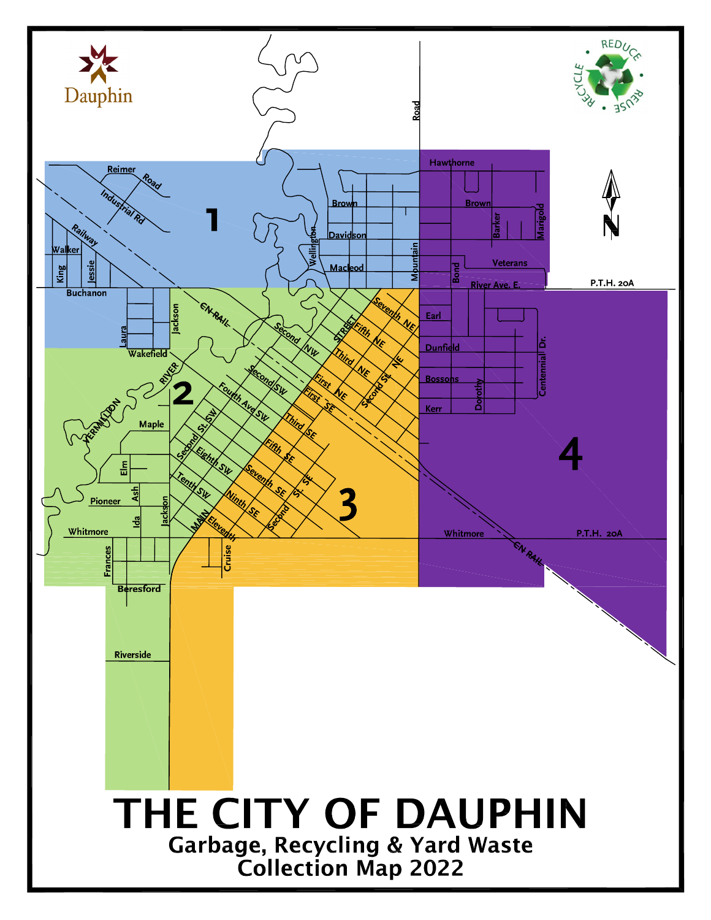Dauphin

REDUCE REUSE RECYCLE

1

2

3

4

N

Hawthorne
Reimer
Road
Industrial Rd
Brown
Brown
Davidson
Railway
Walker
King
Jessie
Wellington
Macleod
Mountain
Road
Barker
Marigold
Veterans
Bond
River Ave. E.
P.T.H. 20A
Buchanon
Laura
Jackson
CN RAIL
Second NW
STREET
Seventh NE
Fifth NE
Third NE
Second St. NE
First NE
First SE
Earl
Dunfield
Bossons
Kerr
Dorothy
Centennial Dr.
Wakefield
RIVER
VERMILLION
Second SW
Fourth Ave SW
Second St. SW
Eighth SW
Tenth SW
Third SE
Fifth SE
Seventh SE
St. SE
Second
Ninth SE
Eleventh
MAIN
Maple
Elm
Ash
Pioneer
Ida
Jackson
Whitmore
Whitmore
P.T.H. 20A
CN RAIL
Cruise
Frances
Beresford
Riverside

# THE CITY OF DAUPHIN

## Garbage, Recycling & Yard Waste Collection Map 2022